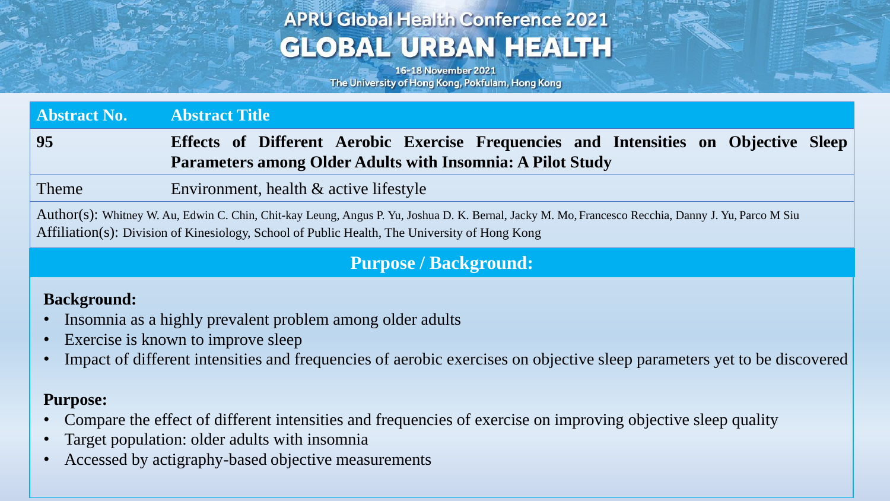# APRU Global Health Conference 2021

## GLOBAL URBAN HEALTH

16-18 November 2021
The University of Hong Kong, Pokfulam, Hong Kong

| Abstract No. | Abstract Title |
| --- | --- |
| 95 | **Effects of Different Aerobic Exercise Frequencies and Intensities on Objective Sleep Parameters among Older Adults with Insomnia: A Pilot Study** |
| Theme | Environment, health & active lifestyle |

Author(s): Whitney W. Au, Edwin C. Chin, Chit-kay Leung, Angus P. Yu, Joshua D. K. Bernal, Jacky M. Mo, Francesco Recchia, Danny J. Yu, Parco M Siu

Affiliation(s): Division of Kinesiology, School of Public Health, The University of Hong Kong

## Purpose / Background:

**Background:**

- Insomnia as a highly prevalent problem among older adults
- Exercise is known to improve sleep
- Impact of different intensities and frequencies of aerobic exercises on objective sleep parameters yet to be discovered

**Purpose:**

- Compare the effect of different intensities and frequencies of exercise on improving objective sleep quality
- Target population: older adults with insomnia
- Accessed by actigraphy-based objective measurements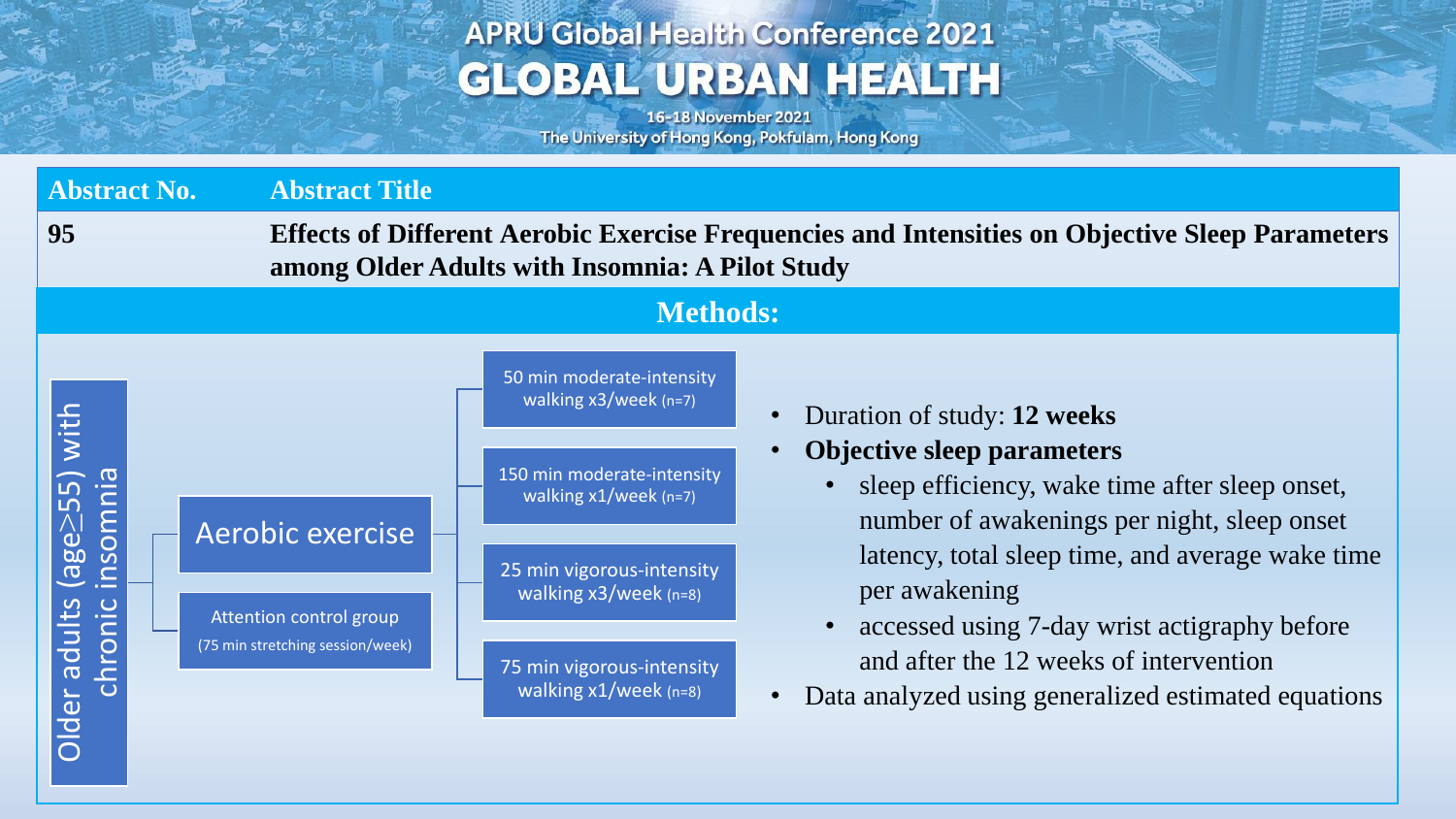| Abstract No. | Abstract Title |
| --- | --- |
| 95 | **Effects of Different Aerobic Exercise Frequencies and Intensities on Objective Sleep Parameters among Older Adults with Insomnia: A Pilot Study** |

## Methods:

Older adults (age≥55) with chronic insomnia

- Aerobic exercise
  - 50 min moderate-intensity walking x3/week (n=7)
  - 150 min moderate-intensity walking x1/week (n=7)
  - 25 min vigorous-intensity walking x3/week (n=8)
  - 75 min vigorous-intensity walking x1/week (n=8)
- Attention control group (75 min stretching session/week)

- Duration of study: **12 weeks**
- **Objective sleep parameters**
  - sleep efficiency, wake time after sleep onset, number of awakenings per night, sleep onset latency, total sleep time, and average wake time per awakening
  - accessed using 7-day wrist actigraphy before and after the 12 weeks of intervention
- Data analyzed using generalized estimated equations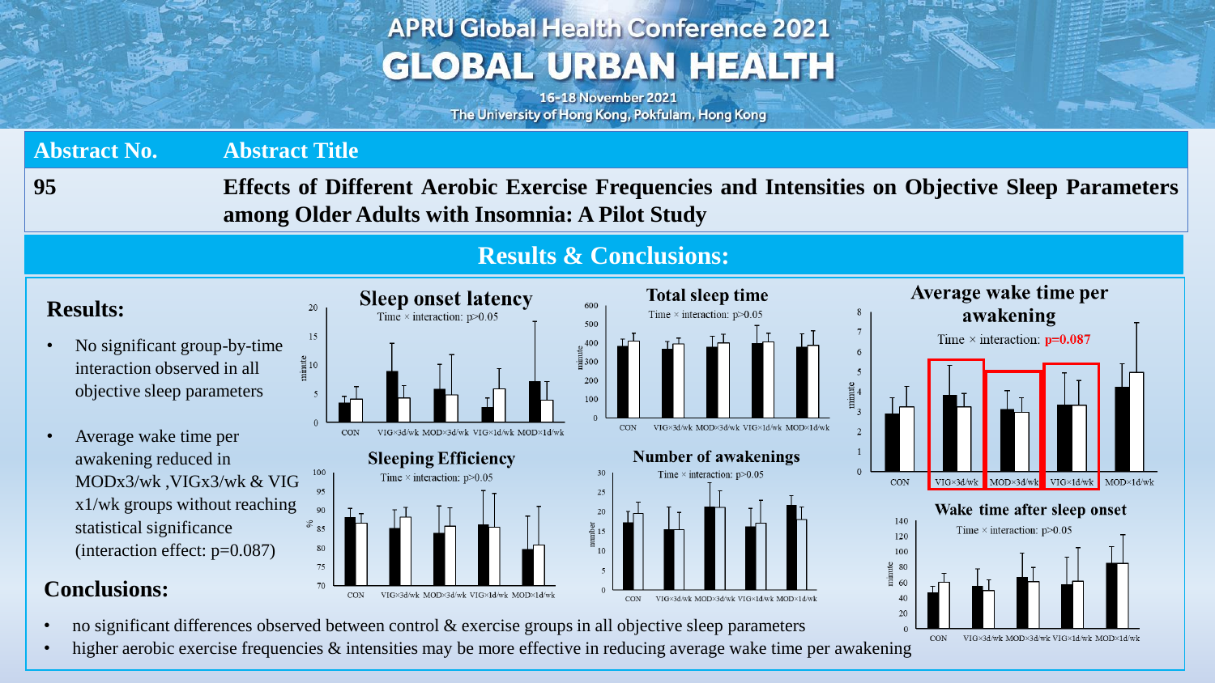APRU Global Health Conference 2021

# GLOBAL URBAN HEALTH

16-18 November 2021

The University of Hong Kong, Pokfulam, Hong Kong

| Abstract No. | Abstract Title |
| --- | --- |
| 95 | **Effects of Different Aerobic Exercise Frequencies and Intensities on Objective Sleep Parameters among Older Adults with Insomnia: A Pilot Study** |

## Results & Conclusions:

### Results:

- No significant group-by-time interaction observed in all objective sleep parameters
- Average wake time per awakening reduced in MODx3/wk ,VIGx3/wk & VIG x1/wk groups without reaching statistical significance (interaction effect: p=0.087)

**Sleep onset latency**

Time × interaction: p>0.05

minute

0, 5, 10, 15, 20

CON, VIG×3d/wk, MOD×3d/wk, VIG×1d/wk, MOD×1d/wk

**Total sleep time**

Time × interaction: p>0.05

minute

0, 100, 200, 300, 400, 500, 600

CON, VIG×3d/wk, MOD×3d/wk, VIG×1d/wk, MOD×1d/wk

**Average wake time per awakening**

Time × interaction: **p=0.087**

minute

0, 1, 2, 3, 4, 5, 6, 7, 8

CON, VIG×3d/wk, MOD×3d/wk, VIG×1d/wk, MOD×1d/wk

**Sleeping Efficiency**

Time × interaction: p>0.05

%

70, 75, 80, 85, 90, 95, 100

CON, VIG×3d/wk, MOD×3d/wk, VIG×1d/wk, MOD×1d/wk

**Number of awakenings**

Time × interaction: p>0.05

number

0, 5, 10, 15, 20, 25, 30

CON, VIG×3d/wk, MOD×3d/wk, VIG×1d/wk, MOD×1d/wk

**Wake time after sleep onset**

Time × interaction: p>0.05

minute

0, 20, 40, 60, 80, 100, 120, 140

CON, VIG×3d/wk, MOD×3d/wk, VIG×1d/wk, MOD×1d/wk

### Conclusions:

- no significant differences observed between control & exercise groups in all objective sleep parameters
- higher aerobic exercise frequencies & intensities may be more effective in reducing average wake time per awakening